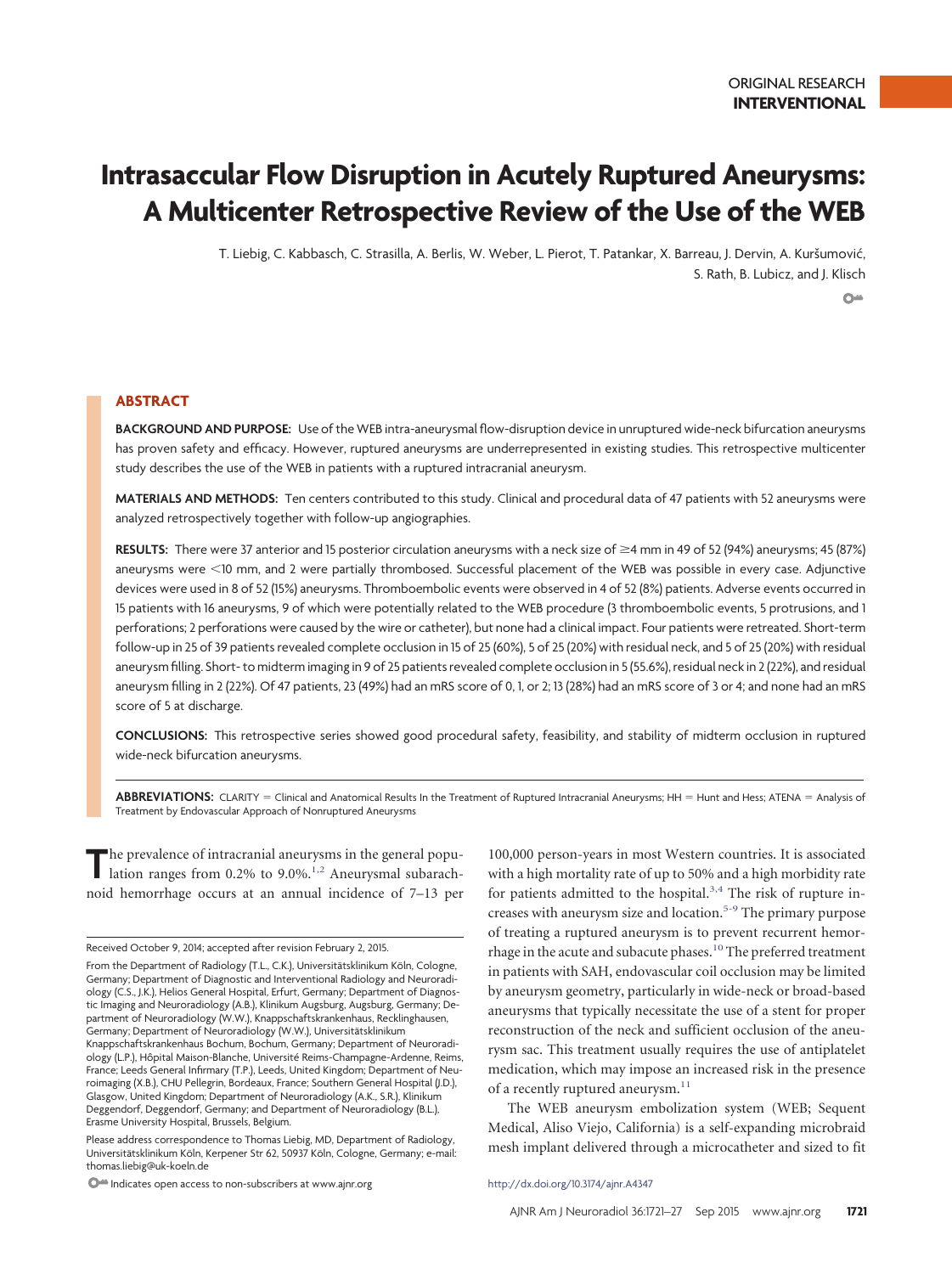ORIGINAL RESEARCH
**INTERVENTIONAL**

# Intrasaccular Flow Disruption in Acutely Ruptured Aneurysms: A Multicenter Retrospective Review of the Use of the WEB

T. Liebig, C. Kabbasch, C. Strasilla, A. Berlis, W. Weber, L. Pierot, T. Patankar, X. Barreau, J. Dervin, A. Kuršumović, S. Rath, B. Lubicz, and J. Klisch

## ABSTRACT

**BACKGROUND AND PURPOSE:** Use of the WEB intra-aneurysmal flow-disruption device in unruptured wide-neck bifurcation aneurysms has proven safety and efficacy. However, ruptured aneurysms are underrepresented in existing studies. This retrospective multicenter study describes the use of the WEB in patients with a ruptured intracranial aneurysm.

**MATERIALS AND METHODS:** Ten centers contributed to this study. Clinical and procedural data of 47 patients with 52 aneurysms were analyzed retrospectively together with follow-up angiographies.

**RESULTS:** There were 37 anterior and 15 posterior circulation aneurysms with a neck size of ≥4 mm in 49 of 52 (94%) aneurysms; 45 (87%) aneurysms were <10 mm, and 2 were partially thrombosed. Successful placement of the WEB was possible in every case. Adjunctive devices were used in 8 of 52 (15%) aneurysms. Thromboembolic events were observed in 4 of 52 (8%) patients. Adverse events occurred in 15 patients with 16 aneurysms, 9 of which were potentially related to the WEB procedure (3 thromboembolic events, 5 protrusions, and 1 perforations; 2 perforations were caused by the wire or catheter), but none had a clinical impact. Four patients were retreated. Short-term follow-up in 25 of 39 patients revealed complete occlusion in 15 of 25 (60%), 5 of 25 (20%) with residual neck, and 5 of 25 (20%) with residual aneurysm filling. Short- to midterm imaging in 9 of 25 patients revealed complete occlusion in 5 (55.6%), residual neck in 2 (22%), and residual aneurysm filling in 2 (22%). Of 47 patients, 23 (49%) had an mRS score of 0, 1, or 2; 13 (28%) had an mRS score of 3 or 4; and none had an mRS score of 5 at discharge.

**CONCLUSIONS:** This retrospective series showed good procedural safety, feasibility, and stability of midterm occlusion in ruptured wide-neck bifurcation aneurysms.

**ABBREVIATIONS:** CLARITY = Clinical and Anatomical Results In the Treatment of Ruptured Intracranial Aneurysms; HH = Hunt and Hess; ATENA = Analysis of Treatment by Endovascular Approach of Nonruptured Aneurysms

The prevalence of intracranial aneurysms in the general population ranges from 0.2% to 9.0%.[1,2] Aneurysmal subarachnoid hemorrhage occurs at an annual incidence of 7–13 per 100,000 person-years in most Western countries. It is associated with a high mortality rate of up to 50% and a high morbidity rate for patients admitted to the hospital.[3,4] The risk of rupture increases with aneurysm size and location.[5-9] The primary purpose of treating a ruptured aneurysm is to prevent recurrent hemorrhage in the acute and subacute phases.[10] The preferred treatment in patients with SAH, endovascular coil occlusion may be limited by aneurysm geometry, particularly in wide-neck or broad-based aneurysms that typically necessitate the use of a stent for proper reconstruction of the neck and sufficient occlusion of the aneurysm sac. This treatment usually requires the use of antiplatelet medication, which may impose an increased risk in the presence of a recently ruptured aneurysm.[11]

The WEB aneurysm embolization system (WEB; Sequent Medical, Aliso Viejo, California) is a self-expanding microbraid mesh implant delivered through a microcatheter and sized to fit

Received October 9, 2014; accepted after revision February 2, 2015.

From the Department of Radiology (T.L., C.K.), Universitätsklinikum Köln, Cologne, Germany; Department of Diagnostic and Interventional Radiology and Neuroradiology (C.S., J.K.), Helios General Hospital, Erfurt, Germany; Department of Diagnostic Imaging and Neuroradiology (A.B.), Klinikum Augsburg, Augsburg, Germany; Department of Neuroradiology (W.W.), Knappschaftskrankenhaus, Recklinghausen, Germany; Department of Neuroradiology (W.W.), Universitätsklinikum Knappschaftskrankenhaus Bochum, Bochum, Germany; Department of Neuroradiology (L.P.), Hôpital Maison-Blanche, Université Reims-Champagne-Ardenne, Reims, France; Leeds General Infirmary (T.P.), Leeds, United Kingdom; Department of Neuroimaging (X.B.), CHU Pellegrin, Bordeaux, France; Southern General Hospital (J.D.), Glasgow, United Kingdom; Department of Neuroradiology (A.K., S.R.), Klinikum Deggendorf, Deggendorf, Germany; and Department of Neuroradiology (B.L.), Erasme University Hospital, Brussels, Belgium.

Please address correspondence to Thomas Liebig, MD, Department of Radiology, Universitätsklinikum Köln, Kerpener Str 62, 50937 Köln, Cologne, Germany; e-mail: thomas.liebig@uk-koeln.de

Indicates open access to non-subscribers at www.ajnr.org

http://dx.doi.org/10.3174/ajnr.A4347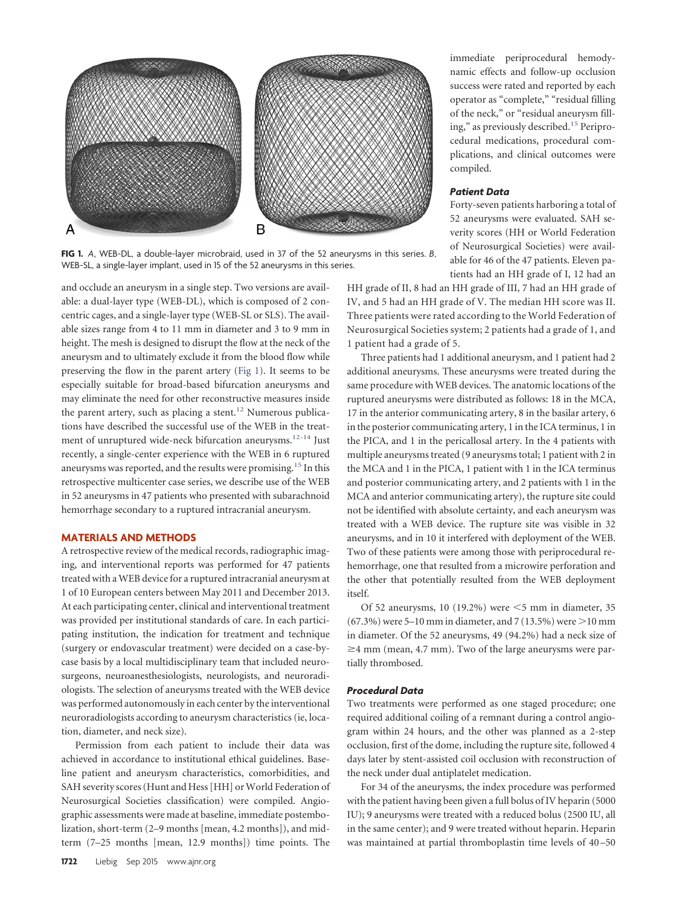**FIG 1.** *A*, WEB-DL, a double-layer microbraid, used in 37 of the 52 aneurysms in this series. *B*, WEB-SL, a single-layer implant, used in 15 of the 52 aneurysms in this series.

and occlude an aneurysm in a single step. Two versions are available: a dual-layer type (WEB-DL), which is composed of 2 concentric cages, and a single-layer type (WEB-SL or SLS). The available sizes range from 4 to 11 mm in diameter and 3 to 9 mm in height. The mesh is designed to disrupt the flow at the neck of the aneurysm and to ultimately exclude it from the blood flow while preserving the flow in the parent artery (Fig 1). It seems to be especially suitable for broad-based bifurcation aneurysms and may eliminate the need for other reconstructive measures inside the parent artery, such as placing a stent.[12] Numerous publications have described the successful use of the WEB in the treatment of unruptured wide-neck bifurcation aneurysms.[12-14] Just recently, a single-center experience with the WEB in 6 ruptured aneurysms was reported, and the results were promising.[15] In this retrospective multicenter case series, we describe use of the WEB in 52 aneurysms in 47 patients who presented with subarachnoid hemorrhage secondary to a ruptured intracranial aneurysm.

## MATERIALS AND METHODS

A retrospective review of the medical records, radiographic imaging, and interventional reports was performed for 47 patients treated with a WEB device for a ruptured intracranial aneurysm at 1 of 10 European centers between May 2011 and December 2013. At each participating center, clinical and interventional treatment was provided per institutional standards of care. In each participating institution, the indication for treatment and technique (surgery or endovascular treatment) were decided on a case-by-case basis by a local multidisciplinary team that included neurosurgeons, neuroanesthesiologists, neurologists, and neuroradiologists. The selection of aneurysms treated with the WEB device was performed autonomously in each center by the interventional neuroradiologists according to aneurysm characteristics (ie, location, diameter, and neck size).

Permission from each patient to include their data was achieved in accordance with institutional ethical guidelines. Baseline patient and aneurysm characteristics, comorbidities, and SAH severity scores (Hunt and Hess [HH] or World Federation of Neurosurgical Societies classification) were compiled. Angiographic assessments were made at baseline, immediate postembolization, short-term (2–9 months [mean, 4.2 months]), and midterm (7–25 months [mean, 12.9 months]) time points. The immediate periprocedural hemodynamic effects and follow-up occlusion success were rated and reported by each operator as "complete," "residual filling of the neck," or "residual aneurysm filling," as previously described.[15] Periprocedural medications, procedural complications, and clinical outcomes were compiled.

### *Patient Data*

Forty-seven patients harboring a total of 52 aneurysms were evaluated. SAH severity scores (HH or World Federation of Neurosurgical Societies) were available for 46 of the 47 patients. Eleven patients had an HH grade of I, 12 had an HH grade of II, 8 had an HH grade of III, 7 had an HH grade of IV, and 5 had an HH grade of V. The median HH score was II. Three patients were rated according to the World Federation of Neurosurgical Societies system; 2 patients had a grade of 1, and 1 patient had a grade of 5.

Three patients had 1 additional aneurysm, and 1 patient had 2 additional aneurysms. These aneurysms were treated during the same procedure with WEB devices. The anatomic locations of the ruptured aneurysms were distributed as follows: 18 in the MCA, 17 in the anterior communicating artery, 8 in the basilar artery, 6 in the posterior communicating artery, 1 in the ICA terminus, 1 in the PICA, and 1 in the pericallosal artery. In the 4 patients with multiple aneurysms treated (9 aneurysms total; 1 patient with 2 in the MCA and 1 in the PICA, 1 patient with 1 in the ICA terminus and posterior communicating artery, and 2 patients with 1 in the MCA and anterior communicating artery), the rupture site could not be identified with absolute certainty, and each aneurysm was treated with a WEB device. The rupture site was visible in 32 aneurysms, and in 10 it interfered with deployment of the WEB. Two of these patients were among those with periprocedural rehemorrhage, one that resulted from a microwire perforation and the other that potentially resulted from the WEB deployment itself.

Of 52 aneurysms, 10 (19.2%) were $<$5 mm in diameter, 35 (67.3%) were 5–10 mm in diameter, and 7 (13.5%) were $>$10 mm in diameter. Of the 52 aneurysms, 49 (94.2%) had a neck size of $\geq$4 mm (mean, 4.7 mm). Two of the large aneurysms were partially thrombosed.

### *Procedural Data*

Two treatments were performed as one staged procedure; one required additional coiling of a remnant during a control angiogram within 24 hours, and the other was planned as a 2-step occlusion, first of the dome, including the rupture site, followed 4 days later by stent-assisted coil occlusion with reconstruction of the neck under dual antiplatelet medication.

For 34 of the aneurysms, the index procedure was performed with the patient having been given a full bolus of IV heparin (5000 IU); 9 aneurysms were treated with a reduced bolus (2500 IU, all in the same center); and 9 were treated without heparin. Heparin was maintained at partial thromboplastin time levels of 40–50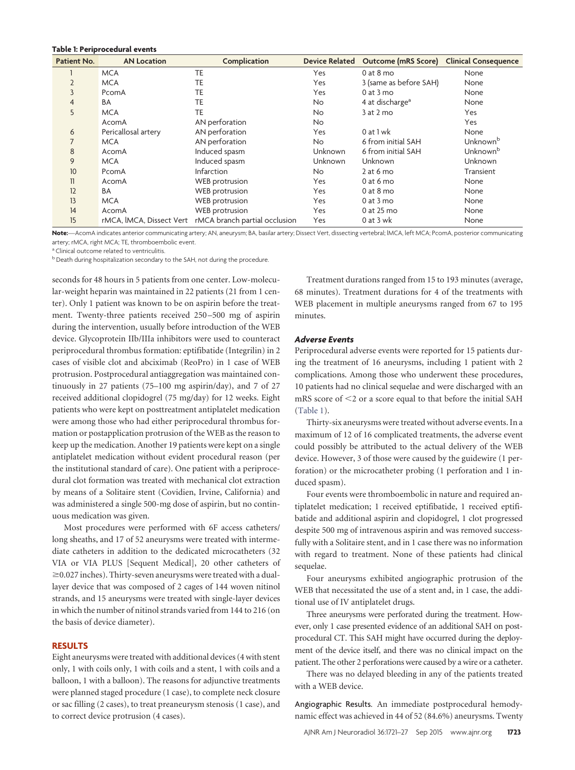**Table 1: Periprocedural events**

| Patient No. | AN Location | Complication | Device Related | Outcome (mRS Score) | Clinical Consequence |
|---|---|---|---|---|---|
| 1 | MCA | TE | Yes | 0 at 8 mo | None |
| 2 | MCA | TE | Yes | 3 (same as before SAH) | None |
| 3 | PcomA | TE | Yes | 0 at 3 mo | None |
| 4 | BA | TE | No | 4 at discharge[a] | None |
| 5 | MCA | TE | No | 3 at 2 mo | Yes |
| | AcomA | AN perforation | No | | Yes |
| 6 | Pericallosal artery | AN perforation | Yes | 0 at 1 wk | None |
| 7 | MCA | AN perforation | No | 6 from initial SAH | Unknown[b] |
| 8 | AcomA | Induced spasm | Unknown | 6 from initial SAH | Unknown[b] |
| 9 | MCA | Induced spasm | Unknown | Unknown | Unknown |
| 10 | PcomA | Infarction | No | 2 at 6 mo | Transient |
| 11 | AcomA | WEB protrusion | Yes | 0 at 6 mo | None |
| 12 | BA | WEB protrusion | Yes | 0 at 8 mo | None |
| 13 | MCA | WEB protrusion | Yes | 0 at 3 mo | None |
| 14 | AcomA | WEB protrusion | Yes | 0 at 25 mo | None |
| 15 | rMCA, lMCA, Dissect Vert | rMCA branch partial occlusion | Yes | 0 at 3 wk | None |

**Note:**—AcomA indicates anterior communicating artery; AN, aneurysm; BA, basilar artery; Dissect Vert, dissecting vertebral; lMCA, left MCA; PcomA, posterior communicating artery; rMCA, right MCA; TE, thromboembolic event.

[a] Clinical outcome related to ventriculitis.

[b] Death during hospitalization secondary to the SAH, not during the procedure.

seconds for 48 hours in 5 patients from one center. Low-molecular-weight heparin was maintained in 22 patients (21 from 1 center). Only 1 patient was known to be on aspirin before the treatment. Twenty-three patients received 250–500 mg of aspirin during the intervention, usually before introduction of the WEB device. Glycoprotein IIb/IIIa inhibitors were used to counteract periprocedural thrombus formation: eptifibatide (Integrilin) in 2 cases of visible clot and abciximab (ReoPro) in 1 case of WEB protrusion. Postprocedural antiaggregation was maintained continuously in 27 patients (75–100 mg aspirin/day), and 7 of 27 received additional clopidogrel (75 mg/day) for 12 weeks. Eight patients who were kept on posttreatment antiplatelet medication were among those who had either periprocedural thrombus formation or postapplication protrusion of the WEB as the reason to keep up the medication. Another 19 patients were kept on a single antiplatelet medication without evident procedural reason (per the institutional standard of care). One patient with a periprocedural clot formation was treated with mechanical clot extraction by means of a Solitaire stent (Covidien, Irvine, California) and was administered a single 500-mg dose of aspirin, but no continuous medication was given.

Most procedures were performed with 6F access catheters/long sheaths, and 17 of 52 aneurysms were treated with intermediate catheters in addition to the dedicated microcatheters (32 VIA or VIA PLUS [Sequent Medical], 20 other catheters of ≥0.027 inches). Thirty-seven aneurysms were treated with a dual-layer device that was composed of 2 cages of 144 woven nitinol strands, and 15 aneurysms were treated with single-layer devices in which the number of nitinol strands varied from 144 to 216 (on the basis of device diameter).

## RESULTS

Eight aneurysms were treated with additional devices (4 with stent only, 1 with coils only, 1 with coils and a stent, 1 with coils and a balloon, 1 with a balloon). The reasons for adjunctive treatments were planned staged procedure (1 case), to complete neck closure or sac filling (2 cases), to treat preaneurysm stenosis (1 case), and to correct device protrusion (4 cases).

Treatment durations ranged from 15 to 193 minutes (average, 68 minutes). Treatment durations for 4 of the treatments with WEB placement in multiple aneurysms ranged from 67 to 195 minutes.

### *Adverse Events*

Periprocedural adverse events were reported for 15 patients during the treatment of 16 aneurysms, including 1 patient with 2 complications. Among those who underwent these procedures, 10 patients had no clinical sequelae and were discharged with an mRS score of <2 or a score equal to that before the initial SAH (Table 1).

Thirty-six aneurysms were treated without adverse events. In a maximum of 12 of 16 complicated treatments, the adverse event could possibly be attributed to the actual delivery of the WEB device. However, 3 of those were caused by the guidewire (1 perforation) or the microcatheter probing (1 perforation and 1 induced spasm).

Four events were thromboembolic in nature and required antiplatelet medication; 1 received eptifibatide, 1 received eptifibatide and additional aspirin and clopidogrel, 1 clot progressed despite 500 mg of intravenous aspirin and was removed successfully with a Solitaire stent, and in 1 case there was no information with regard to treatment. None of these patients had clinical sequelae.

Four aneurysms exhibited angiographic protrusion of the WEB that necessitated the use of a stent and, in 1 case, the additional use of IV antiplatelet drugs.

Three aneurysms were perforated during the treatment. However, only 1 case presented evidence of an additional SAH on postprocedural CT. This SAH might have occurred during the deployment of the device itself, and there was no clinical impact on the patient. The other 2 perforations were caused by a wire or a catheter.

There was no delayed bleeding in any of the patients treated with a WEB device.

**Angiographic Results.** An immediate postprocedural hemodynamic effect was achieved in 44 of 52 (84.6%) aneurysms. Twenty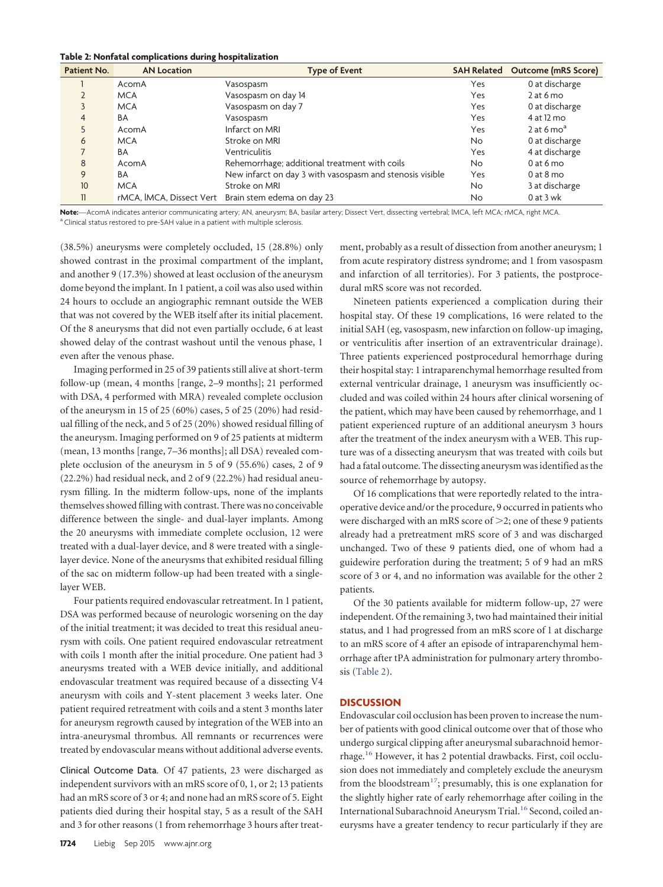**Table 2: Nonfatal complications during hospitalization**

| Patient No. | AN Location | Type of Event | SAH Related | Outcome (mRS Score) |
|---|---|---|---|---|
| 1 | AcomA | Vasospasm | Yes | 0 at discharge |
| 2 | MCA | Vasospasm on day 14 | Yes | 2 at 6 mo |
| 3 | MCA | Vasospasm on day 7 | Yes | 0 at discharge |
| 4 | BA | Vasospasm | Yes | 4 at 12 mo |
| 5 | AcomA | Infarct on MRI | Yes | 2 at 6 mo[a] |
| 6 | MCA | Stroke on MRI | No | 0 at discharge |
| 7 | BA | Ventriculitis | Yes | 4 at discharge |
| 8 | AcomA | Rehemorrhage; additional treatment with coils | No | 0 at 6 mo |
| 9 | BA | New infarct on day 3 with vasospasm and stenosis visible | Yes | 0 at 8 mo |
| 10 | MCA | Stroke on MRI | No | 3 at discharge |
| 11 | rMCA, lMCA, Dissect Vert | Brain stem edema on day 23 | No | 0 at 3 wk |

**Note:**—AcomA indicates anterior communicating artery; AN, aneurysm; BA, basilar artery; Dissect Vert, dissecting vertebral; lMCA, left MCA; rMCA, right MCA.
[a] Clinical status restored to pre-SAH value in a patient with multiple sclerosis.

(38.5%) aneurysms were completely occluded, 15 (28.8%) only showed contrast in the proximal compartment of the implant, and another 9 (17.3%) showed at least occlusion of the aneurysm dome beyond the implant. In 1 patient, a coil was also used within 24 hours to occlude an angiographic remnant outside the WEB that was not covered by the WEB itself after its initial placement. Of the 8 aneurysms that did not even partially occlude, 6 at least showed delay of the contrast washout until the venous phase, 1 even after the venous phase.

Imaging performed in 25 of 39 patients still alive at short-term follow-up (mean, 4 months [range, 2–9 months]; 21 performed with DSA, 4 performed with MRA) revealed complete occlusion of the aneurysm in 15 of 25 (60%) cases, 5 of 25 (20%) had residual filling of the neck, and 5 of 25 (20%) showed residual filling of the aneurysm. Imaging performed on 9 of 25 patients at midterm (mean, 13 months [range, 7–36 months]; all DSA) revealed complete occlusion of the aneurysm in 5 of 9 (55.6%) cases, 2 of 9 (22.2%) had residual neck, and 2 of 9 (22.2%) had residual aneurysm filling. In the midterm follow-ups, none of the implants themselves showed filling with contrast. There was no conceivable difference between the single- and dual-layer implants. Among the 20 aneurysms with immediate complete occlusion, 12 were treated with a dual-layer device, and 8 were treated with a single-layer device. None of the aneurysms that exhibited residual filling of the sac on midterm follow-up had been treated with a single-layer WEB.

Four patients required endovascular retreatment. In 1 patient, DSA was performed because of neurologic worsening on the day of the initial treatment; it was decided to treat this residual aneurysm with coils. One patient required endovascular retreatment with coils 1 month after the initial procedure. One patient had 3 aneurysms treated with a WEB device initially, and additional endovascular treatment was required because of a dissecting V4 aneurysm with coils and Y-stent placement 3 weeks later. One patient required retreatment with coils and a stent 3 months later for aneurysm regrowth caused by integration of the WEB into an intra-aneurysmal thrombus. All remnants or recurrences were treated by endovascular means without additional adverse events.

**Clinical Outcome Data.** Of 47 patients, 23 were discharged as independent survivors with an mRS score of 0, 1, or 2; 13 patients had an mRS score of 3 or 4; and none had an mRS score of 5. Eight patients died during their hospital stay, 5 as a result of the SAH and 3 for other reasons (1 from rehemorrhage 3 hours after treatment, probably as a result of dissection from another aneurysm; 1 from acute respiratory distress syndrome; and 1 from vasospasm and infarction of all territories). For 3 patients, the postprocedural mRS score was not recorded.

Nineteen patients experienced a complication during their hospital stay. Of these 19 complications, 16 were related to the initial SAH (eg, vasospasm, new infarction on follow-up imaging, or ventriculitis after insertion of an extraventricular drainage). Three patients experienced postprocedural hemorrhage during their hospital stay: 1 intraparenchymal hemorrhage resulted from external ventricular drainage, 1 aneurysm was insufficiently occluded and was coiled within 24 hours after clinical worsening of the patient, which may have been caused by rehemorrhage, and 1 patient experienced rupture of an additional aneurysm 3 hours after the treatment of the index aneurysm with a WEB. This rupture was of a dissecting aneurysm that was treated with coils but had a fatal outcome. The dissecting aneurysm was identified as the source of rehemorrhage by autopsy.

Of 16 complications that were reportedly related to the intraoperative device and/or the procedure, 9 occurred in patients who were discharged with an mRS score of >2; one of these 9 patients already had a pretreatment mRS score of 3 and was discharged unchanged. Two of these 9 patients died, one of whom had a guidewire perforation during the treatment; 5 of 9 had an mRS score of 3 or 4, and no information was available for the other 2 patients.

Of the 30 patients available for midterm follow-up, 27 were independent. Of the remaining 3, two had maintained their initial status, and 1 had progressed from an mRS score of 1 at discharge to an mRS score of 4 after an episode of intraparenchymal hemorrhage after tPA administration for pulmonary artery thrombosis (Table 2).

## DISCUSSION

Endovascular coil occlusion has been proven to increase the number of patients with good clinical outcome over that of those who undergo surgical clipping after aneurysmal subarachnoid hemorrhage.[16] However, it has 2 potential drawbacks. First, coil occlusion does not immediately and completely exclude the aneurysm from the bloodstream[17]; presumably, this is one explanation for the slightly higher rate of early rehemorrhage after coiling in the International Subarachnoid Aneurysm Trial.[16] Second, coiled aneurysms have a greater tendency to recur particularly if they are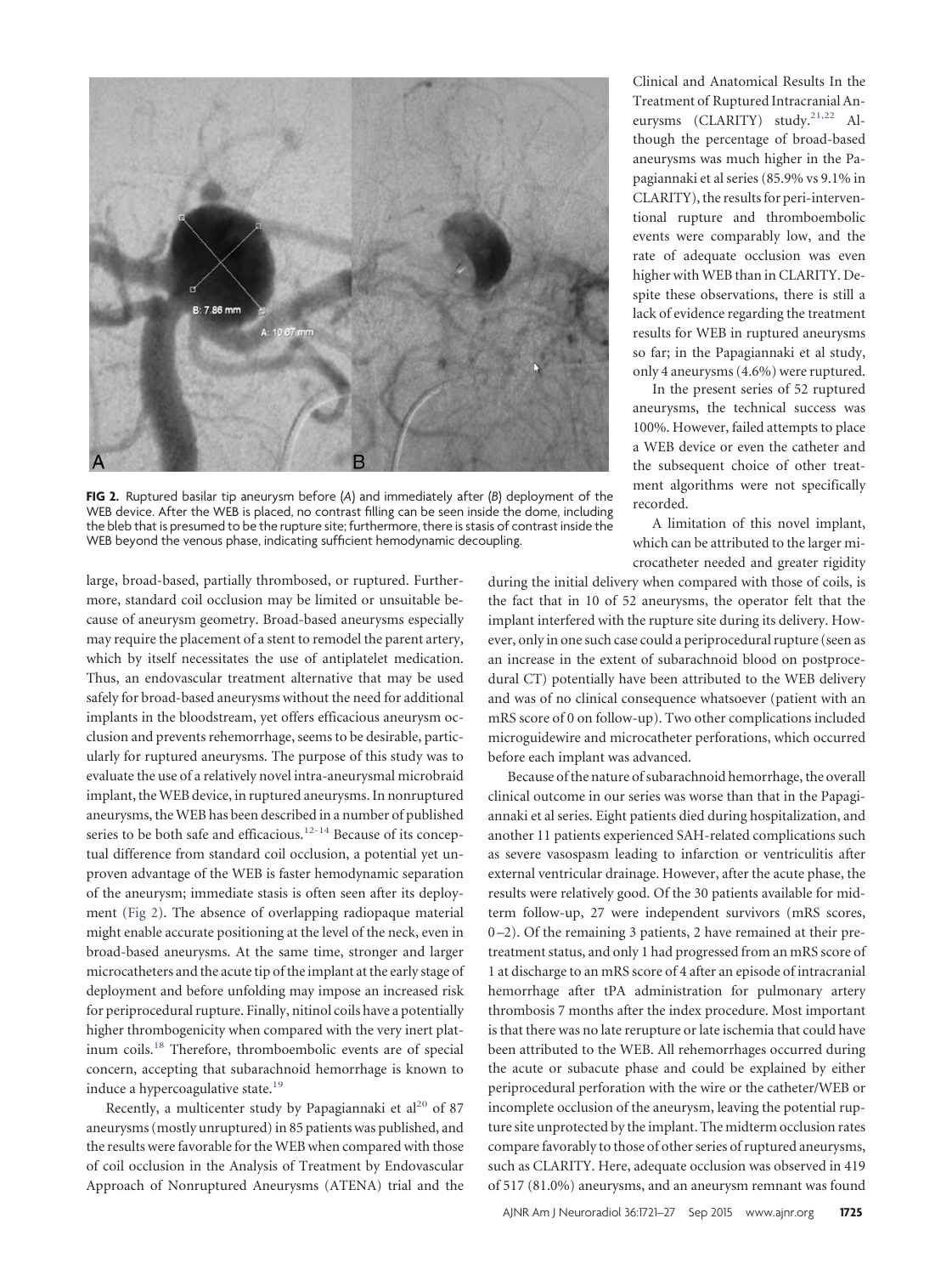**FIG 2.** Ruptured basilar tip aneurysm before (*A*) and immediately after (*B*) deployment of the WEB device. After the WEB is placed, no contrast filling can be seen inside the dome, including the bleb that is presumed to be the rupture site; furthermore, there is stasis of contrast inside the WEB beyond the venous phase, indicating sufficient hemodynamic decoupling.

large, broad-based, partially thrombosed, or ruptured. Furthermore, standard coil occlusion may be limited or unsuitable because of aneurysm geometry. Broad-based aneurysms especially may require the placement of a stent to remodel the parent artery, which by itself necessitates the use of antiplatelet medication. Thus, an endovascular treatment alternative that may be used safely for broad-based aneurysms without the need for additional implants in the bloodstream, yet offers efficacious aneurysm occlusion and prevents rehemorrhage, seems to be desirable, particularly for ruptured aneurysms. The purpose of this study was to evaluate the use of a relatively novel intra-aneurysmal microbraid implant, the WEB device, in ruptured aneurysms. In nonruptured aneurysms, the WEB has been described in a number of published series to be both safe and efficacious.[12-14] Because of its conceptual difference from standard coil occlusion, a potential yet unproven advantage of the WEB is faster hemodynamic separation of the aneurysm; immediate stasis is often seen after its deployment (Fig 2). The absence of overlapping radiopaque material might enable accurate positioning at the level of the neck, even in broad-based aneurysms. At the same time, stronger and larger microcatheters and the acute tip of the implant at the early stage of deployment and before unfolding may impose an increased risk for periprocedural rupture. Finally, nitinol coils have a potentially higher thrombogenicity when compared with the very inert platinum coils.[18] Therefore, thromboembolic events are of special concern, accepting that subarachnoid hemorrhage is known to induce a hypercoagulative state.[19]

Recently, a multicenter study by Papagiannaki et al[20] of 87 aneurysms (mostly unruptured) in 85 patients was published, and the results were favorable for the WEB when compared with those of coil occlusion in the Analysis of Treatment by Endovascular Approach of Nonruptured Aneurysms (ATENA) trial and the Clinical and Anatomical Results In the Treatment of Ruptured Intracranial Aneurysms (CLARITY) study.[21,22] Although the percentage of broad-based aneurysms was much higher in the Papagiannaki et al series (85.9% vs 9.1% in CLARITY), the results for peri-interventional rupture and thromboembolic events were comparably low, and the rate of adequate occlusion was even higher with WEB than in CLARITY. Despite these observations, there is still a lack of evidence regarding the treatment results for WEB in ruptured aneurysms so far; in the Papagiannaki et al study, only 4 aneurysms (4.6%) were ruptured.

In the present series of 52 ruptured aneurysms, the technical success was 100%. However, failed attempts to place a WEB device or even the catheter and the subsequent choice of other treatment algorithms were not specifically recorded.

A limitation of this novel implant, which can be attributed to the larger microcatheter needed and greater rigidity during the initial delivery when compared with those of coils, is the fact that in 10 of 52 aneurysms, the operator felt that the implant interfered with the rupture site during its delivery. However, only in one such case could a periprocedural rupture (seen as an increase in the extent of subarachnoid blood on postprocedural CT) potentially have been attributed to the WEB delivery and was of no clinical consequence whatsoever (patient with an mRS score of 0 on follow-up). Two other complications included microguidewire and microcatheter perforations, which occurred before each implant was advanced.

Because of the nature of subarachnoid hemorrhage, the overall clinical outcome in our series was worse than that in the Papagiannaki et al series. Eight patients died during hospitalization, and another 11 patients experienced SAH-related complications such as severe vasospasm leading to infarction or ventriculitis after external ventricular drainage. However, after the acute phase, the results were relatively good. Of the 30 patients available for midterm follow-up, 27 were independent survivors (mRS scores, 0–2). Of the remaining 3 patients, 2 have remained at their pretreatment status, and only 1 had progressed from an mRS score of 1 at discharge to an mRS score of 4 after an episode of intracranial hemorrhage after tPA administration for pulmonary artery thrombosis 7 months after the index procedure. Most important is that there was no late rerupture or late ischemia that could have been attributed to the WEB. All rehemorrhages occurred during the acute or subacute phase and could be explained by either periprocedural perforation with the wire or the catheter/WEB or incomplete occlusion of the aneurysm, leaving the potential rupture site unprotected by the implant. The midterm occlusion rates compare favorably to those of other series of ruptured aneurysms, such as CLARITY. Here, adequate occlusion was observed in 419 of 517 (81.0%) aneurysms, and an aneurysm remnant was found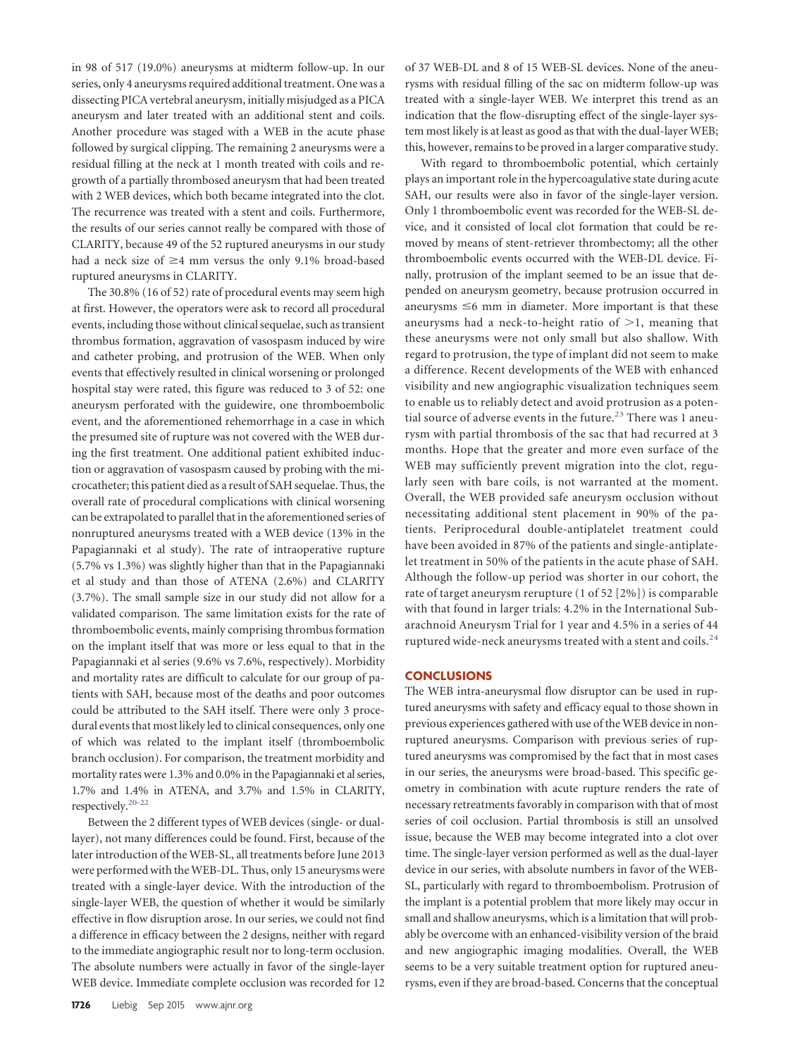in 98 of 517 (19.0%) aneurysms at midterm follow-up. In our series, only 4 aneurysms required additional treatment. One was a dissecting PICA vertebral aneurysm, initially misjudged as a PICA aneurysm and later treated with an additional stent and coils. Another procedure was staged with a WEB in the acute phase followed by surgical clipping. The remaining 2 aneurysms were a residual filling at the neck at 1 month treated with coils and regrowth of a partially thrombosed aneurysm that had been treated with 2 WEB devices, which both became integrated into the clot. The recurrence was treated with a stent and coils. Furthermore, the results of our series cannot really be compared with those of CLARITY, because 49 of the 52 ruptured aneurysms in our study had a neck size of ≥4 mm versus the only 9.1% broad-based ruptured aneurysms in CLARITY.

The 30.8% (16 of 52) rate of procedural events may seem high at first. However, the operators were ask to record all procedural events, including those without clinical sequelae, such as transient thrombus formation, aggravation of vasospasm induced by wire and catheter probing, and protrusion of the WEB. When only events that effectively resulted in clinical worsening or prolonged hospital stay were rated, this figure was reduced to 3 of 52: one aneurysm perforated with the guidewire, one thromboembolic event, and the aforementioned rehemorrhage in a case in which the presumed site of rupture was not covered with the WEB during the first treatment. One additional patient exhibited induction or aggravation of vasospasm caused by probing with the microcatheter; this patient died as a result of SAH sequelae. Thus, the overall rate of procedural complications with clinical worsening can be extrapolated to parallel that in the aforementioned series of nonruptured aneurysms treated with a WEB device (13% in the Papagiannaki et al study). The rate of intraoperative rupture (5.7% vs 1.3%) was slightly higher than that in the Papagiannaki et al study and than those of ATENA (2.6%) and CLARITY (3.7%). The small sample size in our study did not allow for a validated comparison. The same limitation exists for the rate of thromboembolic events, mainly comprising thrombus formation on the implant itself that was more or less equal to that in the Papagiannaki et al series (9.6% vs 7.6%, respectively). Morbidity and mortality rates are difficult to calculate for our group of patients with SAH, because most of the deaths and poor outcomes could be attributed to the SAH itself. There were only 3 procedural events that most likely led to clinical consequences, only one of which was related to the implant itself (thromboembolic branch occlusion). For comparison, the treatment morbidity and mortality rates were 1.3% and 0.0% in the Papagiannaki et al series, 1.7% and 1.4% in ATENA, and 3.7% and 1.5% in CLARITY, respectively.[20-22]

Between the 2 different types of WEB devices (single- or dual-layer), not many differences could be found. First, because of the later introduction of the WEB-SL, all treatments before June 2013 were performed with the WEB-DL. Thus, only 15 aneurysms were treated with a single-layer device. With the introduction of the single-layer WEB, the question of whether it would be similarly effective in flow disruption arose. In our series, we could not find a difference in efficacy between the 2 designs, neither with regard to the immediate angiographic result nor to long-term occlusion. The absolute numbers were actually in favor of the single-layer WEB device. Immediate complete occlusion was recorded for 12 of 37 WEB-DL and 8 of 15 WEB-SL devices. None of the aneurysms with residual filling of the sac on midterm follow-up was treated with a single-layer WEB. We interpret this trend as an indication that the flow-disrupting effect of the single-layer system most likely is at least as good as that with the dual-layer WEB; this, however, remains to be proved in a larger comparative study.

With regard to thromboembolic potential, which certainly plays an important role in the hypercoagulative state during acute SAH, our results were also in favor of the single-layer version. Only 1 thromboembolic event was recorded for the WEB-SL device, and it consisted of local clot formation that could be removed by means of stent-retriever thrombectomy; all the other thromboembolic events occurred with the WEB-DL device. Finally, protrusion of the implant seemed to be an issue that depended on aneurysm geometry, because protrusion occurred in aneurysms ≤6 mm in diameter. More important is that these aneurysms had a neck-to-height ratio of >1, meaning that these aneurysms were not only small but also shallow. With regard to protrusion, the type of implant did not seem to make a difference. Recent developments of the WEB with enhanced visibility and new angiographic visualization techniques seem to enable us to reliably detect and avoid protrusion as a potential source of adverse events in the future.[23] There was 1 aneurysm with partial thrombosis of the sac that had recurred at 3 months. Hope that the greater and more even surface of the WEB may sufficiently prevent migration into the clot, regularly seen with bare coils, is not warranted at the moment. Overall, the WEB provided safe aneurysm occlusion without necessitating additional stent placement in 90% of the patients. Periprocedural double-antiplatelet treatment could have been avoided in 87% of the patients and single-antiplatelet treatment in 50% of the patients in the acute phase of SAH. Although the follow-up period was shorter in our cohort, the rate of target aneurysm rerupture (1 of 52 [2%]) is comparable with that found in larger trials: 4.2% in the International Subarachnoid Aneurysm Trial for 1 year and 4.5% in a series of 44 ruptured wide-neck aneurysms treated with a stent and coils.[24]

## CONCLUSIONS

The WEB intra-aneurysmal flow disruptor can be used in ruptured aneurysms with safety and efficacy equal to those shown in previous experiences gathered with use of the WEB device in nonruptured aneurysms. Comparison with previous series of ruptured aneurysms was compromised by the fact that in most cases in our series, the aneurysms were broad-based. This specific geometry in combination with acute rupture renders the rate of necessary retreatments favorably in comparison with that of most series of coil occlusion. Partial thrombosis is still an unsolved issue, because the WEB may become integrated into a clot over time. The single-layer version performed as well as the dual-layer device in our series, with absolute numbers in favor of the WEB-SL, particularly with regard to thromboembolism. Protrusion of the implant is a potential problem that more likely may occur in small and shallow aneurysms, which is a limitation that will probably be overcome with an enhanced-visibility version of the braid and new angiographic imaging modalities. Overall, the WEB seems to be a very suitable treatment option for ruptured aneurysms, even if they are broad-based. Concerns that the conceptual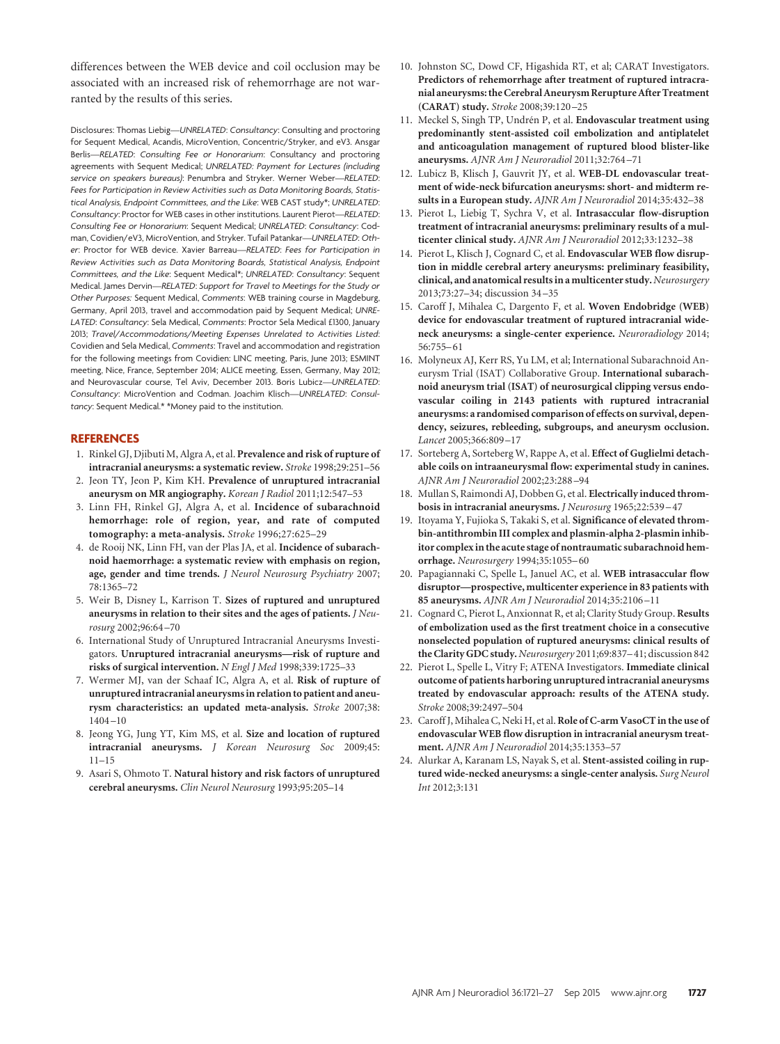differences between the WEB device and coil occlusion may be associated with an increased risk of rehemorrhage are not warranted by the results of this series.

Disclosures: Thomas Liebig—*UNRELATED*: *Consultancy*: Consulting and proctoring for Sequent Medical, Acandis, MicroVention, Concentric/Stryker, and eV3. Ansgar Berlis—*RELATED*: *Consulting Fee or Honorarium*: Consultancy and proctoring agreements with Sequent Medical; *UNRELATED*: *Payment for Lectures (including service on speakers bureaus)*: Penumbra and Stryker. Werner Weber—*RELATED*: *Fees for Participation in Review Activities such as Data Monitoring Boards, Statistical Analysis, Endpoint Committees, and the Like*: WEB CAST study*; *UNRELATED*: *Consultancy*: Proctor for WEB cases in other institutions. Laurent Pierot—*RELATED*: *Consulting Fee or Honorarium*: Sequent Medical; *UNRELATED*: *Consultancy*: Codman, Covidien/eV3, MicroVention, and Stryker. Tufail Patankar—*UNRELATED*: *Other*: Proctor for WEB device. Xavier Barreau—*RELATED*: *Fees for Participation in Review Activities such as Data Monitoring Boards, Statistical Analysis, Endpoint Committees, and the Like*: Sequent Medical*; *UNRELATED*: *Consultancy*: Sequent Medical. James Dervin—*RELATED*: *Support for Travel to Meetings for the Study or Other Purposes*: Sequent Medical, *Comments*: WEB training course in Magdeburg, Germany, April 2013, travel and accommodation paid by Sequent Medical; *UNRELATED*: *Consultancy*: Sela Medical, *Comments*: Proctor Sela Medical £1300, January 2013; *Travel/Accommodations/Meeting Expenses Unrelated to Activities Listed*: Covidien and Sela Medical, *Comments*: Travel and accommodation and registration for the following meetings from Covidien: LINC meeting, Paris, June 2013; ESMINT meeting, Nice, France, September 2014; ALICE meeting, Essen, Germany, May 2012; and Neurovascular course, Tel Aviv, December 2013. Boris Lubicz—*UNRELATED*: *Consultancy*: MicroVention and Codman. Joachim Klisch—*UNRELATED*: *Consultancy*: Sequent Medical.* *Money paid to the institution.

## REFERENCES

1. Rinkel GJ, Djibuti M, Algra A, et al. **Prevalence and risk of rupture of intracranial aneurysms: a systematic review.** *Stroke* 1998;29:251–56
2. Jeon TY, Jeon P, Kim KH. **Prevalence of unruptured intracranial aneurysm on MR angiography.** *Korean J Radiol* 2011;12:547–53
3. Linn FH, Rinkel GJ, Algra A, et al. **Incidence of subarachnoid hemorrhage: role of region, year, and rate of computed tomography: a meta-analysis.** *Stroke* 1996;27:625–29
4. de Rooij NK, Linn FH, van der Plas JA, et al. **Incidence of subarachnoid haemorrhage: a systematic review with emphasis on region, age, gender and time trends.** *J Neurol Neurosurg Psychiatry* 2007;78:1365–72
5. Weir B, Disney L, Karrison T. **Sizes of ruptured and unruptured aneurysms in relation to their sites and the ages of patients.** *J Neurosurg* 2002;96:64–70
6. International Study of Unruptured Intracranial Aneurysms Investigators. **Unruptured intracranial aneurysms—risk of rupture and risks of surgical intervention.** *N Engl J Med* 1998;339:1725–33
7. Wermer MJ, van der Schaaf IC, Algra A, et al. **Risk of rupture of unruptured intracranial aneurysms in relation to patient and aneurysm characteristics: an updated meta-analysis.** *Stroke* 2007;38:1404–10
8. Jeong YG, Jung YT, Kim MS, et al. **Size and location of ruptured intracranial aneurysms.** *J Korean Neurosurg Soc* 2009;45:11–15
9. Asari S, Ohmoto T. **Natural history and risk factors of unruptured cerebral aneurysms.** *Clin Neurol Neurosurg* 1993;95:205–14
10. Johnston SC, Dowd CF, Higashida RT, et al; CARAT Investigators. **Predictors of rehemorrhage after treatment of ruptured intracranial aneurysms: the Cerebral Aneurysm Rerupture After Treatment (CARAT) study.** *Stroke* 2008;39:120–25
11. Meckel S, Singh TP, Undrén P, et al. **Endovascular treatment using predominantly stent-assisted coil embolization and antiplatelet and anticoagulation management of ruptured blood blister-like aneurysms.** *AJNR Am J Neuroradiol* 2011;32:764–71
12. Lubicz B, Klisch J, Gauvrit JY, et al. **WEB-DL endovascular treatment of wide-neck bifurcation aneurysms: short- and midterm results in a European study.** *AJNR Am J Neuroradiol* 2014;35:432–38
13. Pierot L, Liebig T, Sychra V, et al. **Intrasaccular flow-disruption treatment of intracranial aneurysms: preliminary results of a multicenter clinical study.** *AJNR Am J Neuroradiol* 2012;33:1232–38
14. Pierot L, Klisch J, Cognard C, et al. **Endovascular WEB flow disruption in middle cerebral artery aneurysms: preliminary feasibility, clinical, and anatomical results in a multicenter study.** *Neurosurgery* 2013;73:27–34; discussion 34–35
15. Caroff J, Mihalea C, Dargento F, et al. **Woven Endobridge (WEB) device for endovascular treatment of ruptured intracranial wide-neck aneurysms: a single-center experience.** *Neuroradiology* 2014;56:755–61
16. Molyneux AJ, Kerr RS, Yu LM, et al; International Subarachnoid Aneurysm Trial (ISAT) Collaborative Group. **International subarachnoid aneurysm trial (ISAT) of neurosurgical clipping versus endovascular coiling in 2143 patients with ruptured intracranial aneurysms: a randomised comparison of effects on survival, dependency, seizures, rebleeding, subgroups, and aneurysm occlusion.** *Lancet* 2005;366:809–17
17. Sorteberg A, Sorteberg W, Rappe A, et al. **Effect of Guglielmi detachable coils on intraaneurysmal flow: experimental study in canines.** *AJNR Am J Neuroradiol* 2002;23:288–94
18. Mullan S, Raimondi AJ, Dobben G, et al. **Electrically induced thrombosis in intracranial aneurysms.** *J Neurosurg* 1965;22:539–47
19. Itoyama Y, Fujioka S, Takaki S, et al. **Significance of elevated thrombin-antithrombin III complex and plasmin-alpha 2-plasmin inhibitor complex in the acute stage of nontraumatic subarachnoid hemorrhage.** *Neurosurgery* 1994;35:1055–60
20. Papagiannaki C, Spelle L, Januel AC, et al. **WEB intrasaccular flow disruptor—prospective, multicenter experience in 83 patients with 85 aneurysms.** *AJNR Am J Neuroradiol* 2014;35:2106–11
21. Cognard C, Pierot L, Anxionnat R, et al; Clarity Study Group. **Results of embolization used as the first treatment choice in a consecutive nonselected population of ruptured aneurysms: clinical results of the Clarity GDC study.** *Neurosurgery* 2011;69:837–41; discussion 842
22. Pierot L, Spelle L, Vitry F; ATENA Investigators. **Immediate clinical outcome of patients harboring unruptured intracranial aneurysms treated by endovascular approach: results of the ATENA study.** *Stroke* 2008;39:2497–504
23. Caroff J, Mihalea C, Neki H, et al. **Role of C-arm VasoCT in the use of endovascular WEB flow disruption in intracranial aneurysm treatment.** *AJNR Am J Neuroradiol* 2014;35:1353–57
24. Alurkar A, Karanam LS, Nayak S, et al. **Stent-assisted coiling in ruptured wide-necked aneurysms: a single-center analysis.** *Surg Neurol Int* 2012;3:131